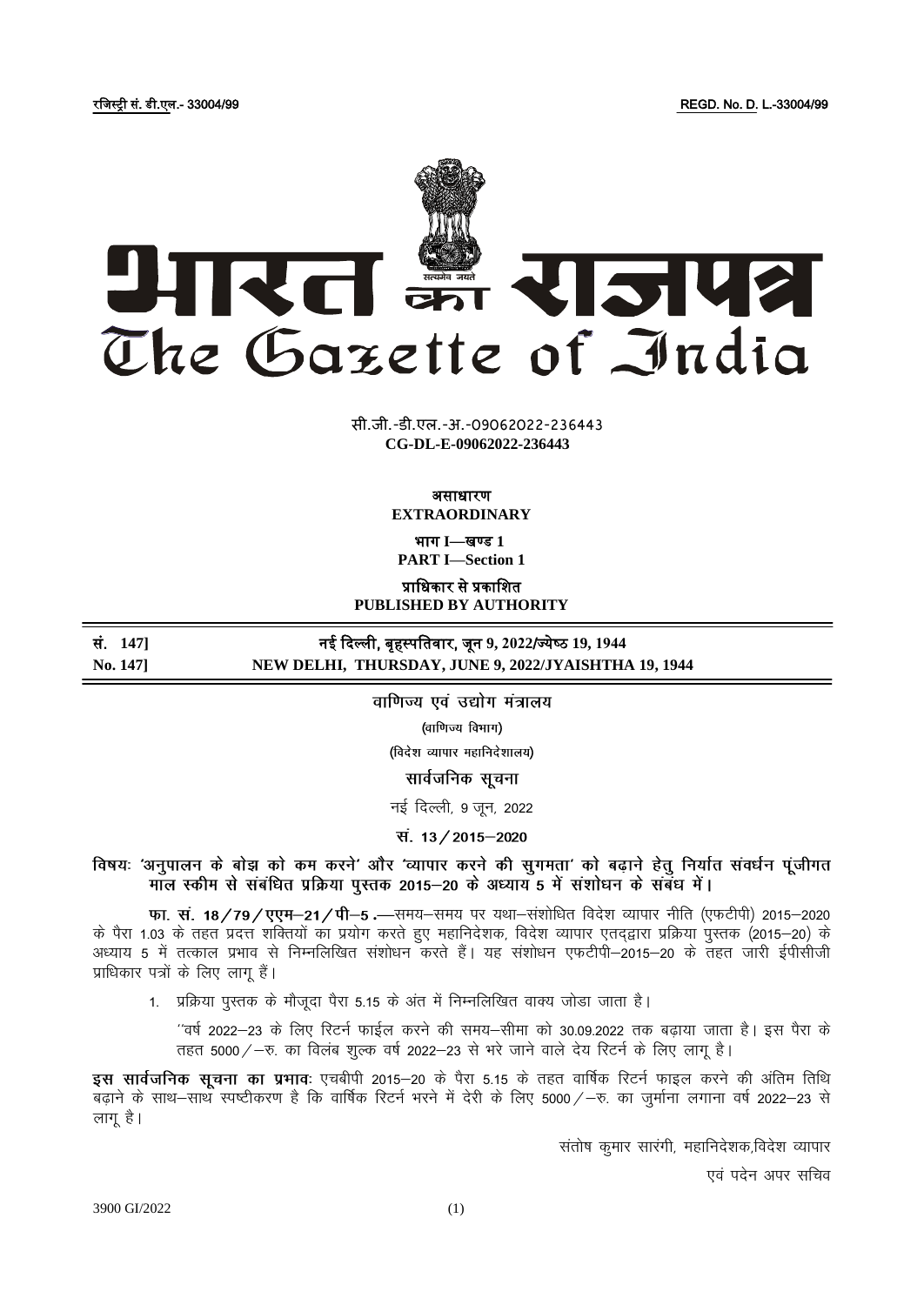रजिस्ट्री सं. डी.एल.- 33004/99 REGD. No. D. L.-33004/99

# भारत का राजपत्र
# The Gazette of India

सी.जी.-डी.एल.-अ.-09062022-236443
**CG-DL-E-09062022-236443**

**असाधारण**
**EXTRAORDINARY**

**भाग I—खण्ड 1**
**PART I—Section 1**

**प्राधिकार से प्रकाशित**
**PUBLISHED BY AUTHORITY**

| | |
|---|---|
| **सं. 147]** | **नई दिल्ली, बृहस्पतिवार, जून 9, 2022/ज्येष्ठ 19, 1944** |
| **No. 147]** | **NEW DELHI, THURSDAY, JUNE 9, 2022/JYAISHTHA 19, 1944** |

## वाणिज्य एवं उद्योग मंत्रालय

**(वाणिज्य विभाग)**

**(विदेश व्यापार महानिदेशालय)**

## सार्वजनिक सूचना

नई दिल्ली, 9 जून, 2022

**सं. 13/2015–2020**

**विषयः 'अनुपालन के बोझ को कम करने' और 'व्यापार करने की सुगमता' को बढ़ाने हेतु निर्यात संवर्धन पूंजीगत माल स्कीम से संबंधित प्रक्रिया पुस्तक 2015–20 के अध्याय 5 में संशोधन के संबंध में।**

**फा. सं. 18/79/एएम–21/पी–5 .**—समय–समय पर यथा–संशोधित विदेश व्यापार नीति (एफटीपी) 2015–2020 के पैरा 1.03 के तहत प्रदत्त शक्तियों का प्रयोग करते हुए महानिदेशक, विदेश व्यापार एतद्द्वारा प्रक्रिया पुस्तक (2015–20) के अध्याय 5 में तत्काल प्रभाव से निम्नलिखित संशोधन करते हैं। यह संशोधन एफटीपी–2015–20 के तहत जारी ईपीसीजी प्राधिकार पत्रों के लिए लागू हैं।

1. प्रक्रिया पुस्तक के मौजूदा पैरा 5.15 के अंत में निम्नलिखित वाक्य जोड़ा जाता है।

   ''वर्ष 2022–23 के लिए रिटर्न फाईल करने की समय–सीमा को 30.09.2022 तक बढ़ाया जाता है। इस पैरा के तहत 5000/–रु. का विलंब शुल्क वर्ष 2022–23 से भरे जाने वाले देय रिटर्न के लिए लागू है।

**इस सार्वजनिक सूचना का प्रभावः** एचबीपी 2015–20 के पैरा 5.15 के तहत वार्षिक रिटर्न फाइल करने की अंतिम तिथि बढ़ाने के साथ–साथ स्पष्टीकरण है कि वार्षिक रिटर्न भरने में देरी के लिए 5000/–रु. का जुर्माना लगाना वर्ष 2022–23 से लागू है।

संतोष कुमार सारंगी, महानिदेशक,विदेश व्यापार

एवं पदेन अपर सचिव

3900 GI/2022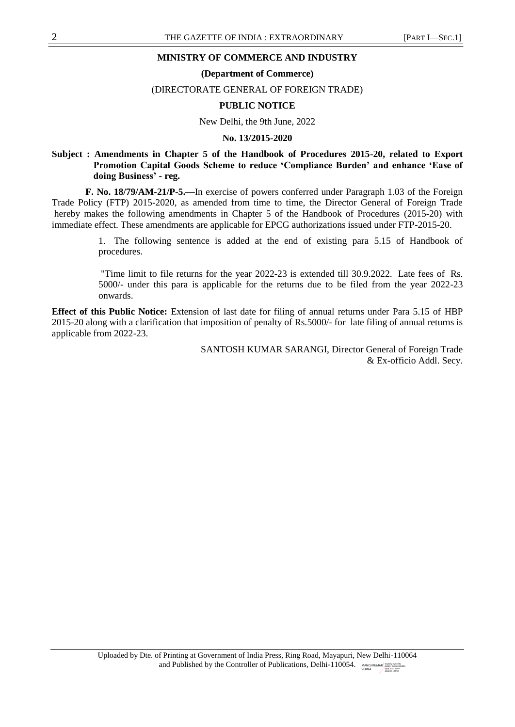**MINISTRY OF COMMERCE AND INDUSTRY**

**(Department of Commerce)**

(DIRECTORATE GENERAL OF FOREIGN TRADE)

**PUBLIC NOTICE**

New Delhi, the 9th June, 2022

**No. 13/2015-2020**

**Subject : Amendments in Chapter 5 of the Handbook of Procedures 2015-20, related to Export Promotion Capital Goods Scheme to reduce 'Compliance Burden' and enhance 'Ease of doing Business' - reg.**

**F. No. 18/79/AM-21/P-5.—**In exercise of powers conferred under Paragraph 1.03 of the Foreign Trade Policy (FTP) 2015-2020, as amended from time to time, the Director General of Foreign Trade hereby makes the following amendments in Chapter 5 of the Handbook of Procedures (2015-20) with immediate effect. These amendments are applicable for EPCG authorizations issued under FTP-2015-20.

1. The following sentence is added at the end of existing para 5.15 of Handbook of procedures.

"Time limit to file returns for the year 2022-23 is extended till 30.9.2022. Late fees of Rs. 5000/- under this para is applicable for the returns due to be filed from the year 2022-23 onwards.

**Effect of this Public Notice:** Extension of last date for filing of annual returns under Para 5.15 of HBP 2015-20 along with a clarification that imposition of penalty of Rs.5000/- for late filing of annual returns is applicable from 2022-23.

SANTOSH KUMAR SARANGI, Director General of Foreign Trade & Ex-officio Addl. Secy.

Uploaded by Dte. of Printing at Government of India Press, Ring Road, Mayapuri, New Delhi-110064 and Published by the Controller of Publications, Delhi-110054.